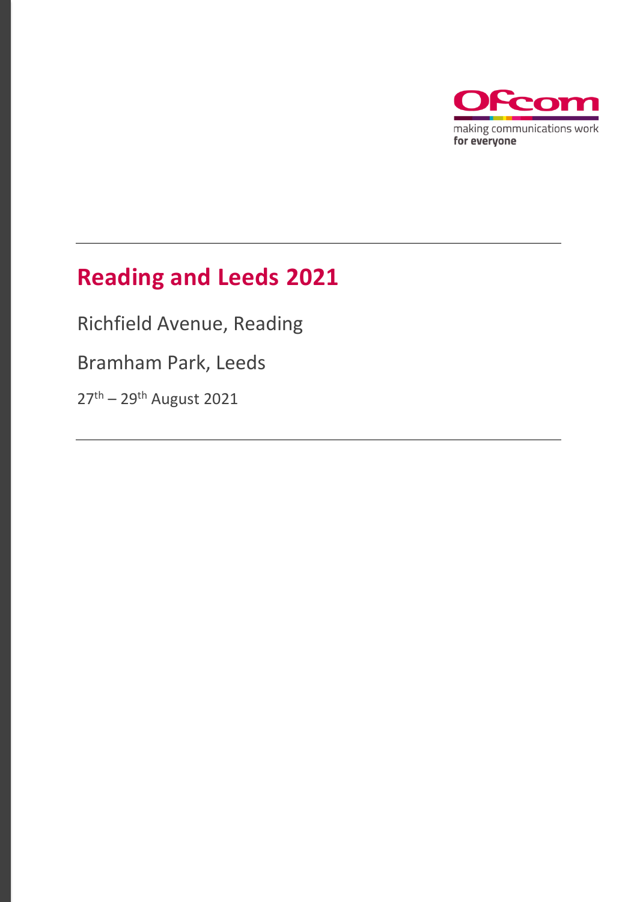# Reading and Leeds 2021

Richfield Avenue, Reading

Bramham Park, Leeds

27th – 29th August 2021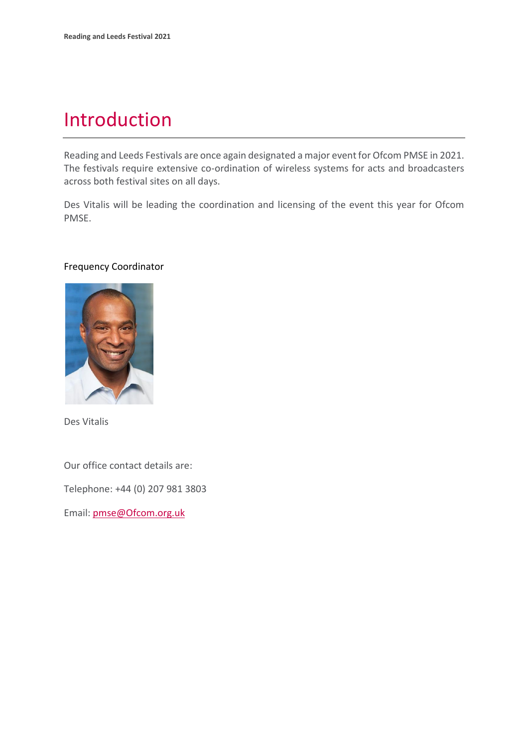# Introduction

Reading and Leeds Festivals are once again designated a major event for Ofcom PMSE in 2021. The festivals require extensive co-ordination of wireless systems for acts and broadcasters across both festival sites on all days.

Des Vitalis will be leading the coordination and licensing of the event this year for Ofcom PMSE.

Frequency Coordinator

Des Vitalis

Our office contact details are:

Telephone: +44 (0) 207 981 3803

Email: pmse@Ofcom.org.uk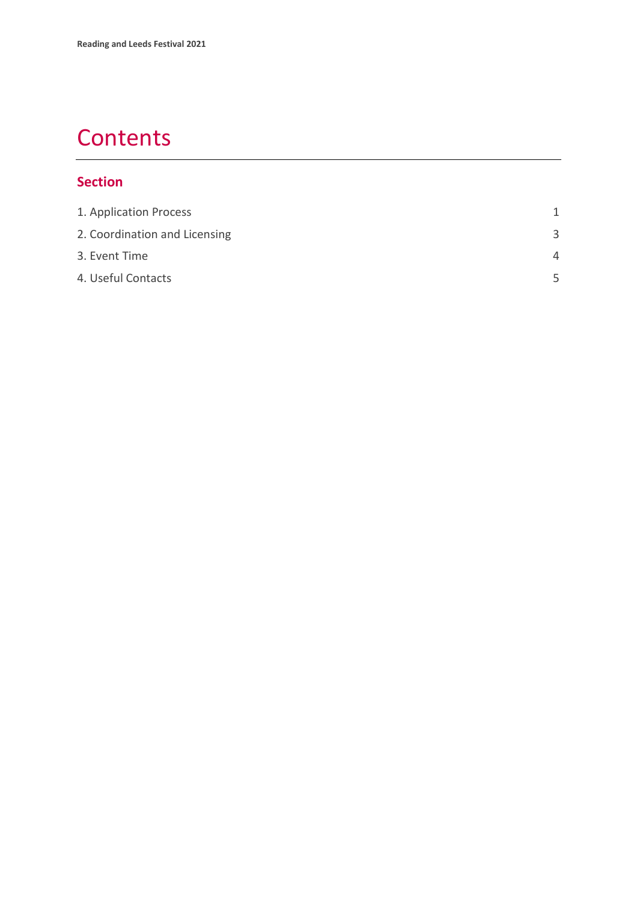# Contents

## Section

| | |
|---|---|
| 1. Application Process | 1 |
| 2. Coordination and Licensing | 3 |
| 3. Event Time | 4 |
| 4. Useful Contacts | 5 |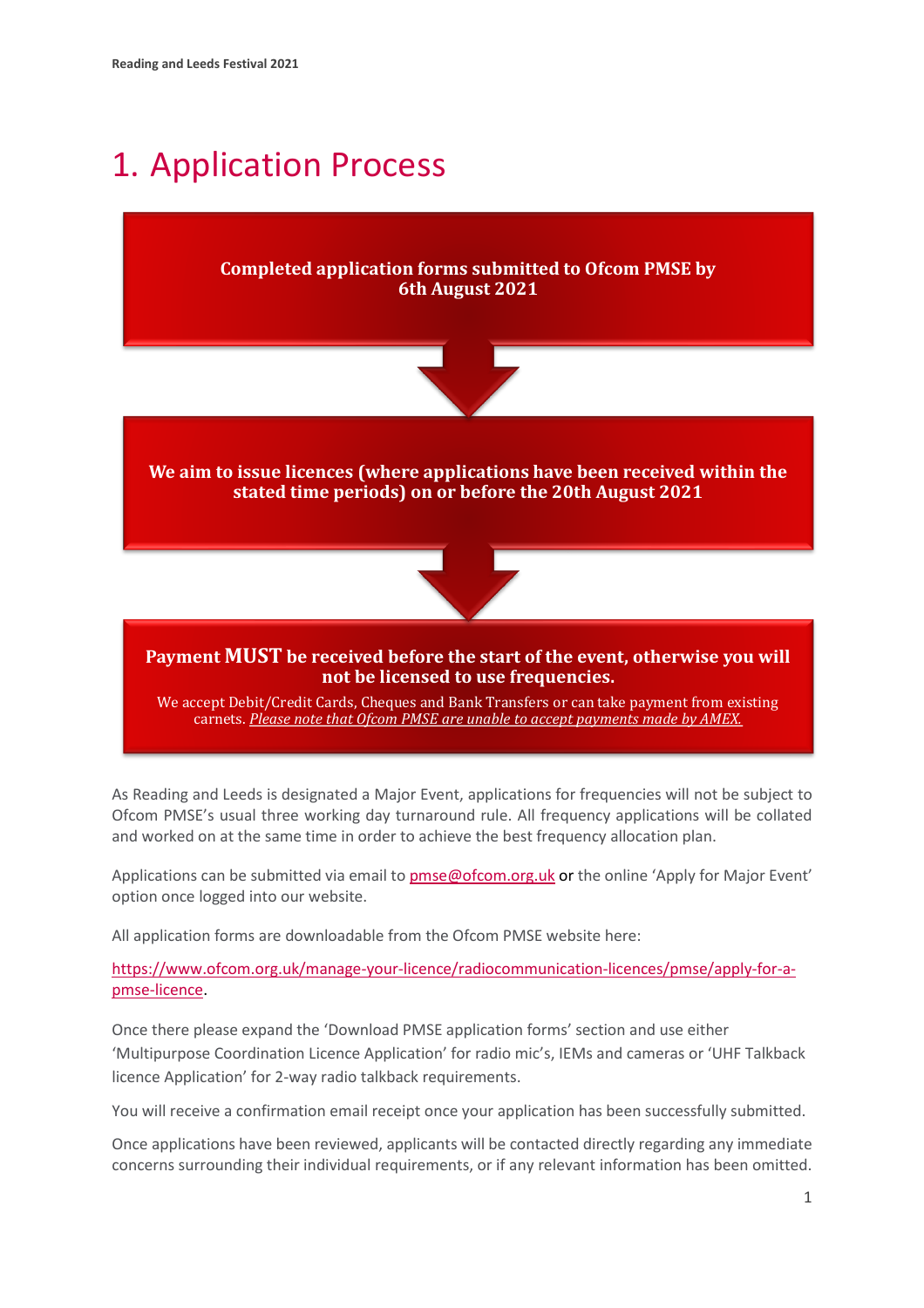# 1. Application Process

**Completed application forms submitted to Ofcom PMSE by 6th August 2021**

**We aim to issue licences (where applications have been received within the stated time periods) on or before the 20th August 2021**

**Payment MUST be received before the start of the event, otherwise you will not be licensed to use frequencies.**

We accept Debit/Credit Cards, Cheques and Bank Transfers or can take payment from existing carnets. *Please note that Ofcom PMSE are unable to accept payments made by AMEX.*

As Reading and Leeds is designated a Major Event, applications for frequencies will not be subject to Ofcom PMSE's usual three working day turnaround rule. All frequency applications will be collated and worked on at the same time in order to achieve the best frequency allocation plan.

Applications can be submitted via email to pmse@ofcom.org.uk or the online 'Apply for Major Event' option once logged into our website.

All application forms are downloadable from the Ofcom PMSE website here:

https://www.ofcom.org.uk/manage-your-licence/radiocommunication-licences/pmse/apply-for-a-pmse-licence.

Once there please expand the 'Download PMSE application forms' section and use either 'Multipurpose Coordination Licence Application' for radio mic's, IEMs and cameras or 'UHF Talkback licence Application' for 2-way radio talkback requirements.

You will receive a confirmation email receipt once your application has been successfully submitted.

Once applications have been reviewed, applicants will be contacted directly regarding any immediate concerns surrounding their individual requirements, or if any relevant information has been omitted.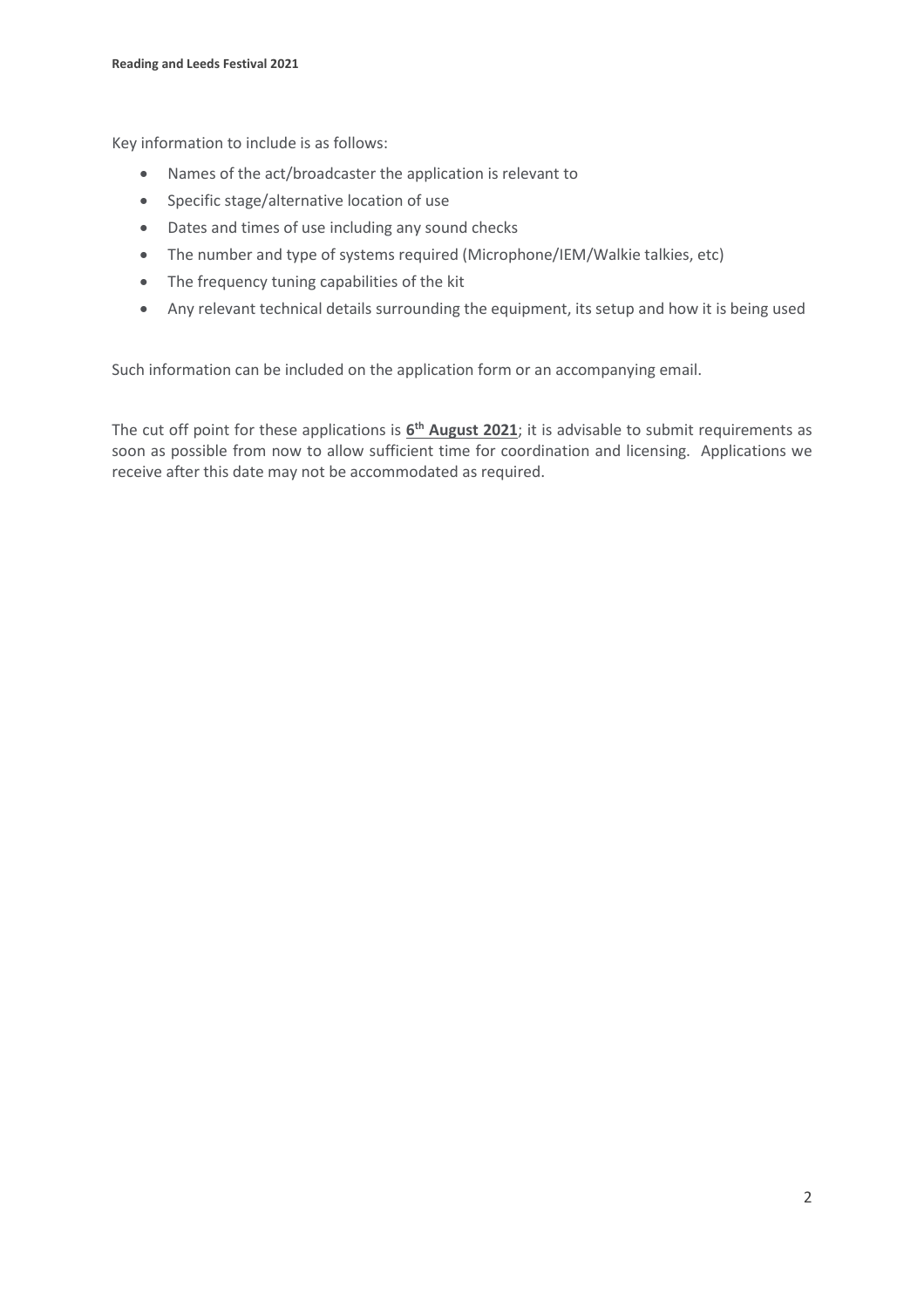Key information to include is as follows:

- Names of the act/broadcaster the application is relevant to
- Specific stage/alternative location of use
- Dates and times of use including any sound checks
- The number and type of systems required (Microphone/IEM/Walkie talkies, etc)
- The frequency tuning capabilities of the kit
- Any relevant technical details surrounding the equipment, its setup and how it is being used

Such information can be included on the application form or an accompanying email.

The cut off point for these applications is **6th August 2021**; it is advisable to submit requirements as soon as possible from now to allow sufficient time for coordination and licensing. Applications we receive after this date may not be accommodated as required.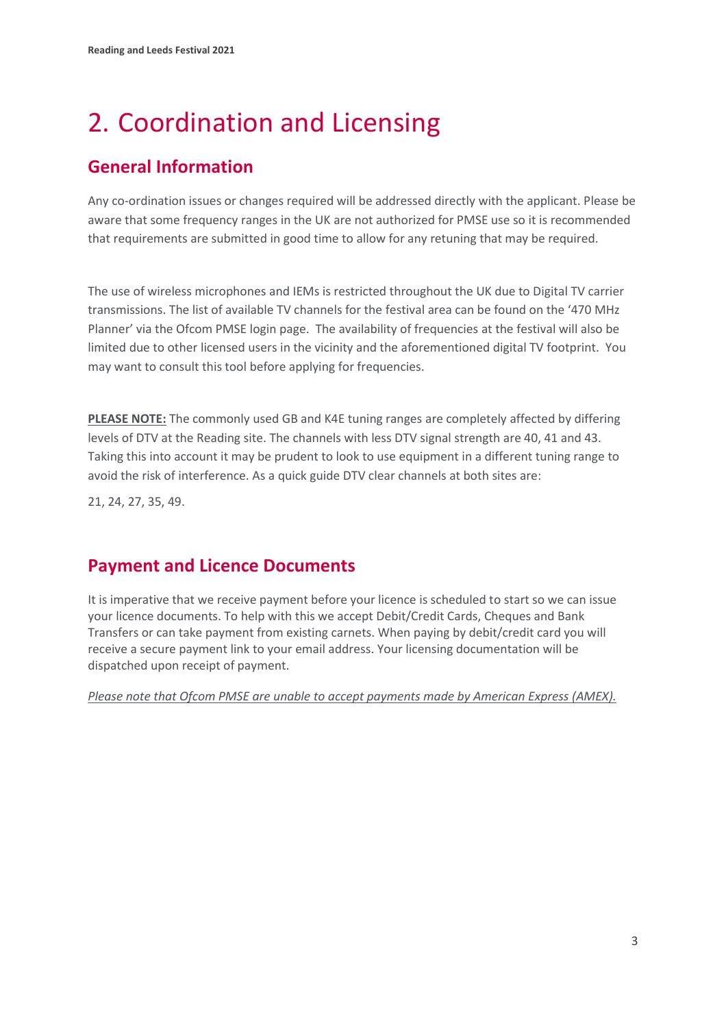# 2. Coordination and Licensing

## General Information

Any co-ordination issues or changes required will be addressed directly with the applicant. Please be aware that some frequency ranges in the UK are not authorized for PMSE use so it is recommended that requirements are submitted in good time to allow for any retuning that may be required.

The use of wireless microphones and IEMs is restricted throughout the UK due to Digital TV carrier transmissions. The list of available TV channels for the festival area can be found on the '470 MHz Planner' via the Ofcom PMSE login page. The availability of frequencies at the festival will also be limited due to other licensed users in the vicinity and the aforementioned digital TV footprint. You may want to consult this tool before applying for frequencies.

**PLEASE NOTE:** The commonly used GB and K4E tuning ranges are completely affected by differing levels of DTV at the Reading site. The channels with less DTV signal strength are 40, 41 and 43. Taking this into account it may be prudent to look to use equipment in a different tuning range to avoid the risk of interference. As a quick guide DTV clear channels at both sites are:

21, 24, 27, 35, 49.

## Payment and Licence Documents

It is imperative that we receive payment before your licence is scheduled to start so we can issue your licence documents. To help with this we accept Debit/Credit Cards, Cheques and Bank Transfers or can take payment from existing carnets. When paying by debit/credit card you will receive a secure payment link to your email address. Your licensing documentation will be dispatched upon receipt of payment.

*Please note that Ofcom PMSE are unable to accept payments made by American Express (AMEX).*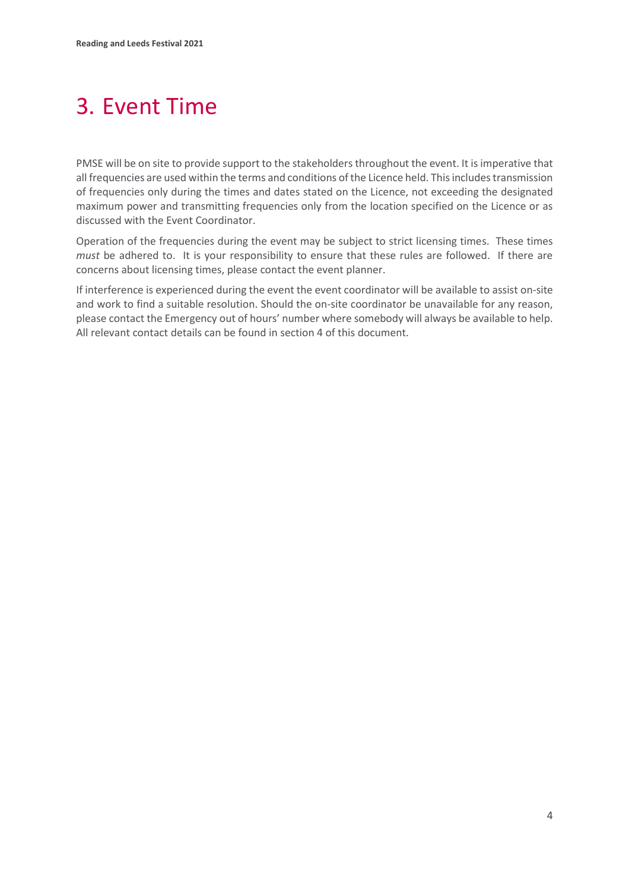# 3. Event Time

PMSE will be on site to provide support to the stakeholders throughout the event. It is imperative that all frequencies are used within the terms and conditions of the Licence held. This includes transmission of frequencies only during the times and dates stated on the Licence, not exceeding the designated maximum power and transmitting frequencies only from the location specified on the Licence or as discussed with the Event Coordinator.

Operation of the frequencies during the event may be subject to strict licensing times. These times *must* be adhered to. It is your responsibility to ensure that these rules are followed. If there are concerns about licensing times, please contact the event planner.

If interference is experienced during the event the event coordinator will be available to assist on-site and work to find a suitable resolution. Should the on-site coordinator be unavailable for any reason, please contact the Emergency out of hours' number where somebody will always be available to help. All relevant contact details can be found in section 4 of this document.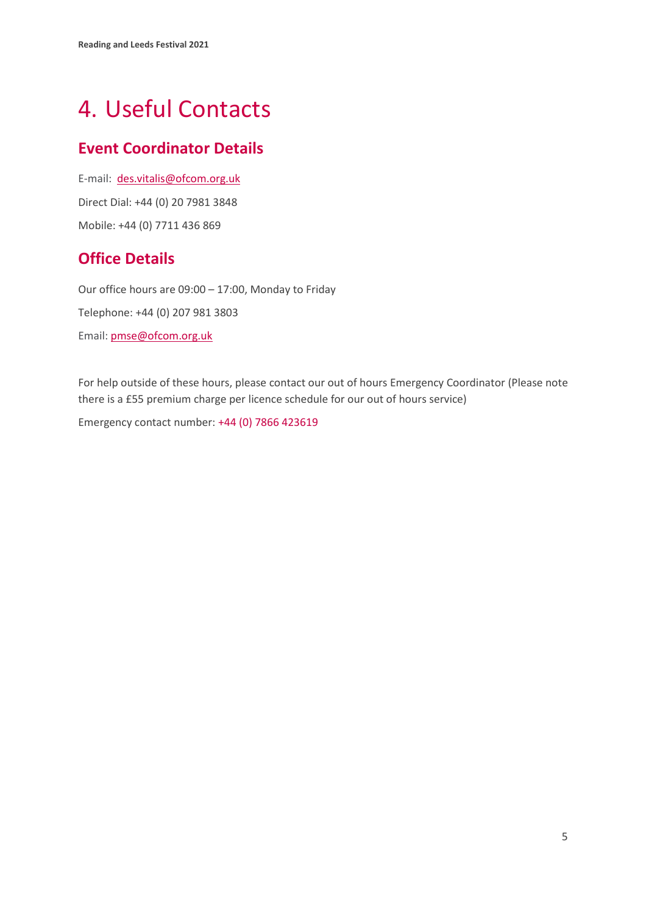# 4. Useful Contacts

## Event Coordinator Details

E-mail: des.vitalis@ofcom.org.uk

Direct Dial: +44 (0) 20 7981 3848

Mobile: +44 (0) 7711 436 869

## Office Details

Our office hours are 09:00 – 17:00, Monday to Friday

Telephone: +44 (0) 207 981 3803

Email: pmse@ofcom.org.uk

For help outside of these hours, please contact our out of hours Emergency Coordinator (Please note there is a £55 premium charge per licence schedule for our out of hours service)

Emergency contact number: +44 (0) 7866 423619